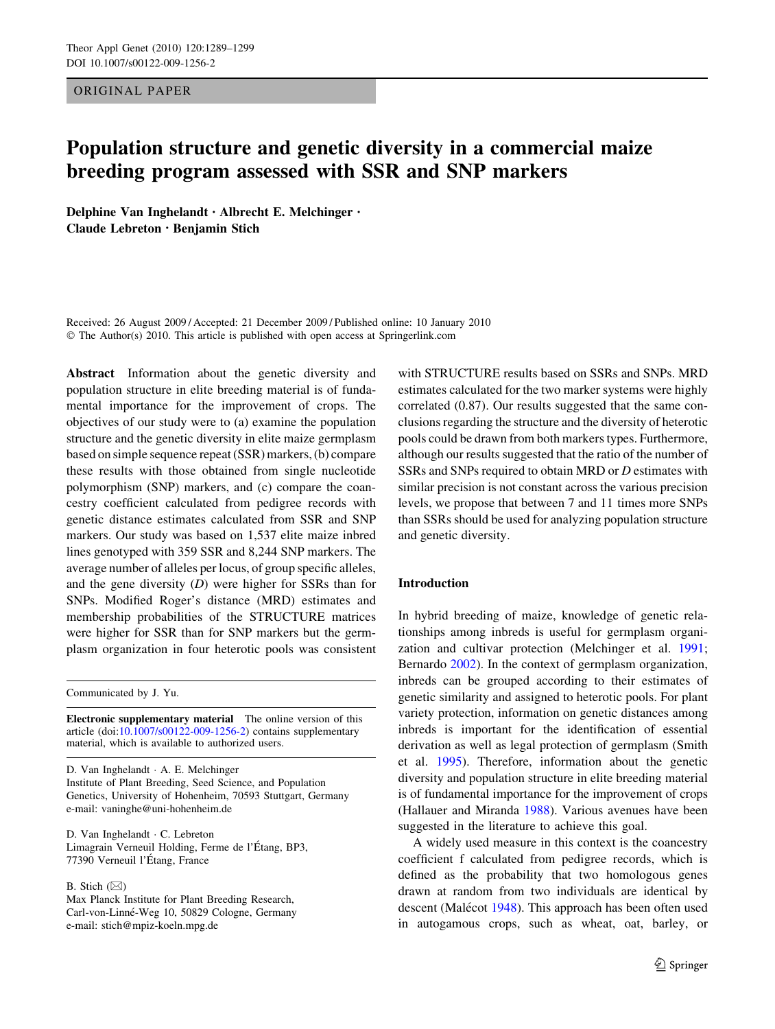ORIGINAL PAPER

# Population structure and genetic diversity in a commercial maize breeding program assessed with SSR and SNP markers

**Delphine Van Inghelandt · Albrecht E. Melchinger · Claude Lebreton · Benjamin Stich**

Received: 26 August 2009 / Accepted: 21 December 2009 / Published online: 10 January 2010
© The Author(s) 2010. This article is published with open access at Springerlink.com

**Abstract** Information about the genetic diversity and population structure in elite breeding material is of fundamental importance for the improvement of crops. The objectives of our study were to (a) examine the population structure and the genetic diversity in elite maize germplasm based on simple sequence repeat (SSR) markers, (b) compare these results with those obtained from single nucleotide polymorphism (SNP) markers, and (c) compare the coancestry coefficient calculated from pedigree records with genetic distance estimates calculated from SSR and SNP markers. Our study was based on 1,537 elite maize inbred lines genotyped with 359 SSR and 8,244 SNP markers. The average number of alleles per locus, of group specific alleles, and the gene diversity (*D*) were higher for SSRs than for SNPs. Modified Roger's distance (MRD) estimates and membership probabilities of the STRUCTURE matrices were higher for SSR than for SNP markers but the germplasm organization in four heterotic pools was consistent with STRUCTURE results based on SSRs and SNPs. MRD estimates calculated for the two marker systems were highly correlated (0.87). Our results suggested that the same conclusions regarding the structure and the diversity of heterotic pools could be drawn from both markers types. Furthermore, although our results suggested that the ratio of the number of SSRs and SNPs required to obtain MRD or *D* estimates with similar precision is not constant across the various precision levels, we propose that between 7 and 11 times more SNPs than SSRs should be used for analyzing population structure and genetic diversity.

Communicated by J. Yu.

**Electronic supplementary material** The online version of this article (doi:10.1007/s00122-009-1256-2) contains supplementary material, which is available to authorized users.

D. Van Inghelandt · A. E. Melchinger
Institute of Plant Breeding, Seed Science, and Population Genetics, University of Hohenheim, 70593 Stuttgart, Germany
e-mail: vaninghe@uni-hohenheim.de

D. Van Inghelandt · C. Lebreton
Limagrain Verneuil Holding, Ferme de l'Étang, BP3, 77390 Verneuil l'Étang, France

B. Stich (✉)
Max Planck Institute for Plant Breeding Research, Carl-von-Linné-Weg 10, 50829 Cologne, Germany
e-mail: stich@mpiz-koeln.mpg.de

## Introduction

In hybrid breeding of maize, knowledge of genetic relationships among inbreds is useful for germplasm organization and cultivar protection (Melchinger et al. 1991; Bernardo 2002). In the context of germplasm organization, inbreds can be grouped according to their estimates of genetic similarity and assigned to heterotic pools. For plant variety protection, information on genetic distances among inbreds is important for the identification of essential derivation as well as legal protection of germplasm (Smith et al. 1995). Therefore, information about the genetic diversity and population structure in elite breeding material is of fundamental importance for the improvement of crops (Hallauer and Miranda 1988). Various avenues have been suggested in the literature to achieve this goal.

A widely used measure in this context is the coancestry coefficient f calculated from pedigree records, which is defined as the probability that two homologous genes drawn at random from two individuals are identical by descent (Malécot 1948). This approach has been often used in autogamous crops, such as wheat, oat, barley, or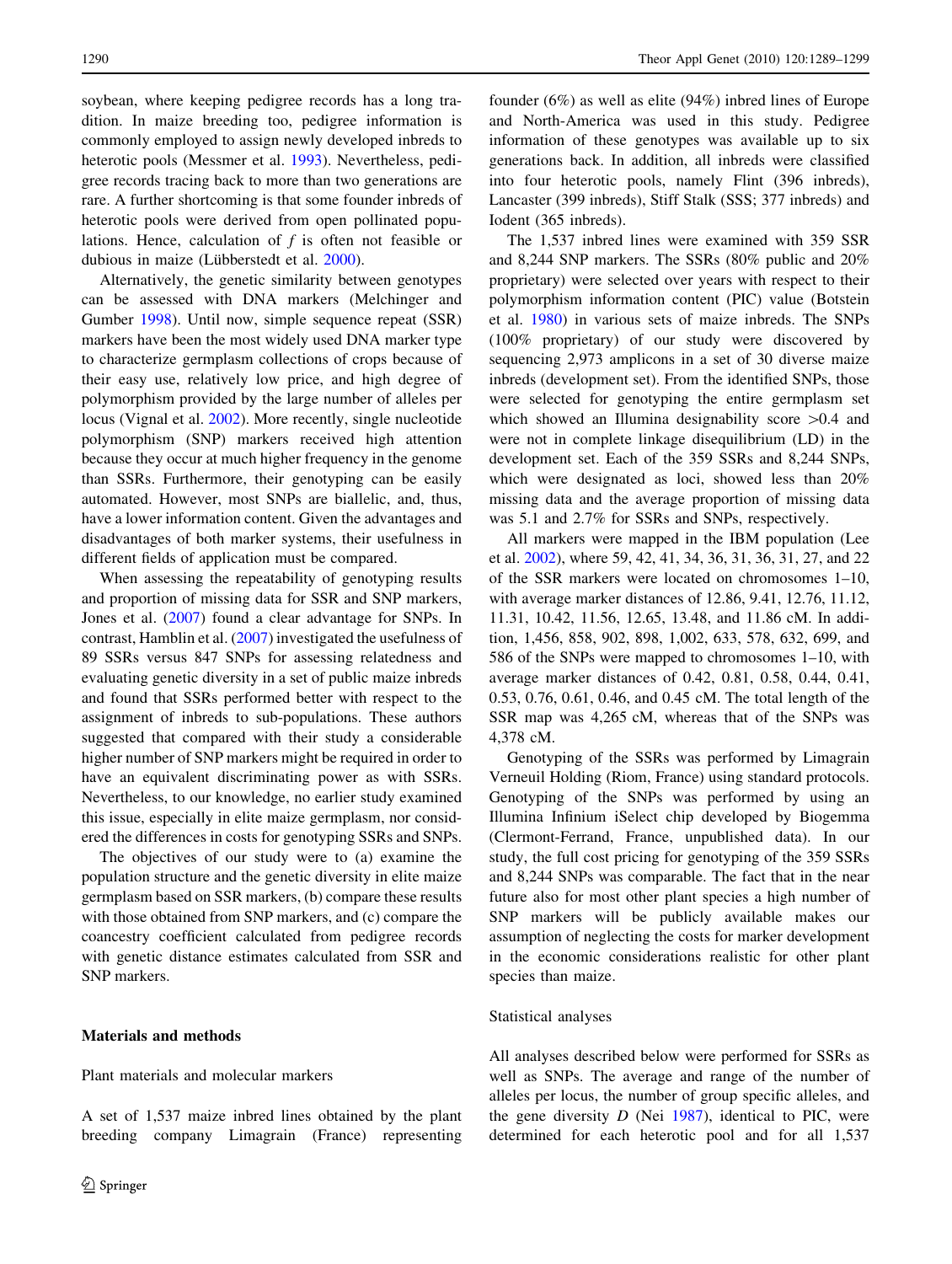soybean, where keeping pedigree records has a long tradition. In maize breeding too, pedigree information is commonly employed to assign newly developed inbreds to heterotic pools (Messmer et al. 1993). Nevertheless, pedigree records tracing back to more than two generations are rare. A further shortcoming is that some founder inbreds of heterotic pools were derived from open pollinated populations. Hence, calculation of $f$ is often not feasible or dubious in maize (Lübberstedt et al. 2000).

Alternatively, the genetic similarity between genotypes can be assessed with DNA markers (Melchinger and Gumber 1998). Until now, simple sequence repeat (SSR) markers have been the most widely used DNA marker type to characterize germplasm collections of crops because of their easy use, relatively low price, and high degree of polymorphism provided by the large number of alleles per locus (Vignal et al. 2002). More recently, single nucleotide polymorphism (SNP) markers received high attention because they occur at much higher frequency in the genome than SSRs. Furthermore, their genotyping can be easily automated. However, most SNPs are biallelic, and, thus, have a lower information content. Given the advantages and disadvantages of both marker systems, their usefulness in different fields of application must be compared.

When assessing the repeatability of genotyping results and proportion of missing data for SSR and SNP markers, Jones et al. (2007) found a clear advantage for SNPs. In contrast, Hamblin et al. (2007) investigated the usefulness of 89 SSRs versus 847 SNPs for assessing relatedness and evaluating genetic diversity in a set of public maize inbreds and found that SSRs performed better with respect to the assignment of inbreds to sub-populations. These authors suggested that compared with their study a considerable higher number of SNP markers might be required in order to have an equivalent discriminating power as with SSRs. Nevertheless, to our knowledge, no earlier study examined this issue, especially in elite maize germplasm, nor considered the differences in costs for genotyping SSRs and SNPs.

The objectives of our study were to (a) examine the population structure and the genetic diversity in elite maize germplasm based on SSR markers, (b) compare these results with those obtained from SNP markers, and (c) compare the coancestry coefficient calculated from pedigree records with genetic distance estimates calculated from SSR and SNP markers.

## Materials and methods

### Plant materials and molecular markers

A set of 1,537 maize inbred lines obtained by the plant breeding company Limagrain (France) representing founder (6%) as well as elite (94%) inbred lines of Europe and North-America was used in this study. Pedigree information of these genotypes was available up to six generations back. In addition, all inbreds were classified into four heterotic pools, namely Flint (396 inbreds), Lancaster (399 inbreds), Stiff Stalk (SSS; 377 inbreds) and Iodent (365 inbreds).

The 1,537 inbred lines were examined with 359 SSR and 8,244 SNP markers. The SSRs (80% public and 20% proprietary) were selected over years with respect to their polymorphism information content (PIC) value (Botstein et al. 1980) in various sets of maize inbreds. The SNPs (100% proprietary) of our study were discovered by sequencing 2,973 amplicons in a set of 30 diverse maize inbreds (development set). From the identified SNPs, those were selected for genotyping the entire germplasm set which showed an Illumina designability score >0.4 and were not in complete linkage disequilibrium (LD) in the development set. Each of the 359 SSRs and 8,244 SNPs, which were designated as loci, showed less than 20% missing data and the average proportion of missing data was 5.1 and 2.7% for SSRs and SNPs, respectively.

All markers were mapped in the IBM population (Lee et al. 2002), where 59, 42, 41, 34, 36, 31, 36, 31, 27, and 22 of the SSR markers were located on chromosomes 1–10, with average marker distances of 12.86, 9.41, 12.76, 11.12, 11.31, 10.42, 11.56, 12.65, 13.48, and 11.86 cM. In addition, 1,456, 858, 902, 898, 1,002, 633, 578, 632, 699, and 586 of the SNPs were mapped to chromosomes 1–10, with average marker distances of 0.42, 0.81, 0.58, 0.44, 0.41, 0.53, 0.76, 0.61, 0.46, and 0.45 cM. The total length of the SSR map was 4,265 cM, whereas that of the SNPs was 4,378 cM.

Genotyping of the SSRs was performed by Limagrain Verneuil Holding (Riom, France) using standard protocols. Genotyping of the SNPs was performed by using an Illumina Infinium iSelect chip developed by Biogemma (Clermont-Ferrand, France, unpublished data). In our study, the full cost pricing for genotyping of the 359 SSRs and 8,244 SNPs was comparable. The fact that in the near future also for most other plant species a high number of SNP markers will be publicly available makes our assumption of neglecting the costs for marker development in the economic considerations realistic for other plant species than maize.

### Statistical analyses

All analyses described below were performed for SSRs as well as SNPs. The average and range of the number of alleles per locus, the number of group specific alleles, and the gene diversity $D$ (Nei 1987), identical to PIC, were determined for each heterotic pool and for all 1,537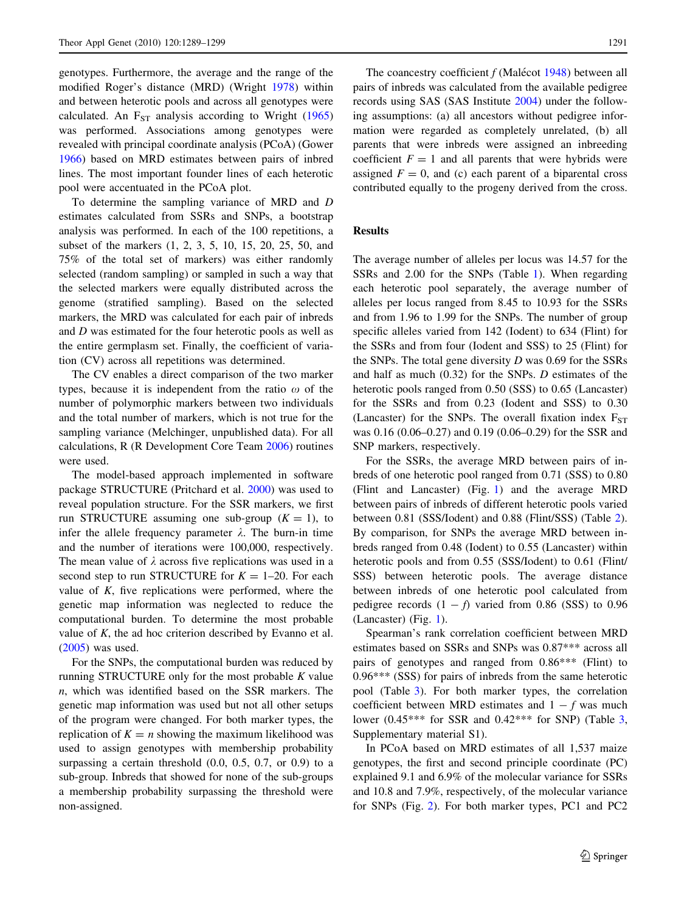genotypes. Furthermore, the average and the range of the modified Roger's distance (MRD) (Wright 1978) within and between heterotic pools and across all genotypes were calculated. An $F_{ST}$ analysis according to Wright (1965) was performed. Associations among genotypes were revealed with principal coordinate analysis (PCoA) (Gower 1966) based on MRD estimates between pairs of inbred lines. The most important founder lines of each heterotic pool were accentuated in the PCoA plot.

To determine the sampling variance of MRD and $D$ estimates calculated from SSRs and SNPs, a bootstrap analysis was performed. In each of the 100 repetitions, a subset of the markers (1, 2, 3, 5, 10, 15, 20, 25, 50, and 75% of the total set of markers) was either randomly selected (random sampling) or sampled in such a way that the selected markers were equally distributed across the genome (stratified sampling). Based on the selected markers, the MRD was calculated for each pair of inbreds and $D$ was estimated for the four heterotic pools as well as the entire germplasm set. Finally, the coefficient of variation (CV) across all repetitions was determined.

The CV enables a direct comparison of the two marker types, because it is independent from the ratio $\omega$ of the number of polymorphic markers between two individuals and the total number of markers, which is not true for the sampling variance (Melchinger, unpublished data). For all calculations, R (R Development Core Team 2006) routines were used.

The model-based approach implemented in software package STRUCTURE (Pritchard et al. 2000) was used to reveal population structure. For the SSR markers, we first run STRUCTURE assuming one sub-group ($K = 1$), to infer the allele frequency parameter $\lambda$. The burn-in time and the number of iterations were 100,000, respectively. The mean value of $\lambda$ across five replications was used in a second step to run STRUCTURE for $K = 1$–20. For each value of $K$, five replications were performed, where the genetic map information was neglected to reduce the computational burden. To determine the most probable value of $K$, the ad hoc criterion described by Evanno et al. (2005) was used.

For the SNPs, the computational burden was reduced by running STRUCTURE only for the most probable $K$ value $n$, which was identified based on the SSR markers. The genetic map information was used but not all other setups of the program were changed. For both marker types, the replication of $K = n$ showing the maximum likelihood was used to assign genotypes with membership probability surpassing a certain threshold (0.0, 0.5, 0.7, or 0.9) to a sub-group. Inbreds that showed for none of the sub-groups a membership probability surpassing the threshold were non-assigned.

The coancestry coefficient $f$ (Malécot 1948) between all pairs of inbreds was calculated from the available pedigree records using SAS (SAS Institute 2004) under the following assumptions: (a) all ancestors without pedigree information were regarded as completely unrelated, (b) all parents that were inbreds were assigned an inbreeding coefficient $F = 1$ and all parents that were hybrids were assigned $F = 0$, and (c) each parent of a biparental cross contributed equally to the progeny derived from the cross.

## Results

The average number of alleles per locus was 14.57 for the SSRs and 2.00 for the SNPs (Table 1). When regarding each heterotic pool separately, the average number of alleles per locus ranged from 8.45 to 10.93 for the SSRs and from 1.96 to 1.99 for the SNPs. The number of group specific alleles varied from 142 (Iodent) to 634 (Flint) for the SSRs and from four (Iodent and SSS) to 25 (Flint) for the SNPs. The total gene diversity $D$ was 0.69 for the SSRs and half as much (0.32) for the SNPs. $D$ estimates of the heterotic pools ranged from 0.50 (SSS) to 0.65 (Lancaster) for the SSRs and from 0.23 (Iodent and SSS) to 0.30 (Lancaster) for the SNPs. The overall fixation index $F_{ST}$ was 0.16 (0.06–0.27) and 0.19 (0.06–0.29) for the SSR and SNP markers, respectively.

For the SSRs, the average MRD between pairs of inbreds of one heterotic pool ranged from 0.71 (SSS) to 0.80 (Flint and Lancaster) (Fig. 1) and the average MRD between pairs of inbreds of different heterotic pools varied between 0.81 (SSS/Iodent) and 0.88 (Flint/SSS) (Table 2). By comparison, for SNPs the average MRD between inbreds ranged from 0.48 (Iodent) to 0.55 (Lancaster) within heterotic pools and from 0.55 (SSS/Iodent) to 0.61 (Flint/SSS) between heterotic pools. The average distance between inbreds of one heterotic pool calculated from pedigree records ($1 - f$) varied from 0.86 (SSS) to 0.96 (Lancaster) (Fig. 1).

Spearman's rank correlation coefficient between MRD estimates based on SSRs and SNPs was 0.87*** across all pairs of genotypes and ranged from 0.86*** (Flint) to 0.96*** (SSS) for pairs of inbreds from the same heterotic pool (Table 3). For both marker types, the correlation coefficient between MRD estimates and $1 - f$ was much lower (0.45*** for SSR and 0.42*** for SNP) (Table 3, Supplementary material S1).

In PCoA based on MRD estimates of all 1,537 maize genotypes, the first and second principle coordinate (PC) explained 9.1 and 6.9% of the molecular variance for SSRs and 10.8 and 7.9%, respectively, of the molecular variance for SNPs (Fig. 2). For both marker types, PC1 and PC2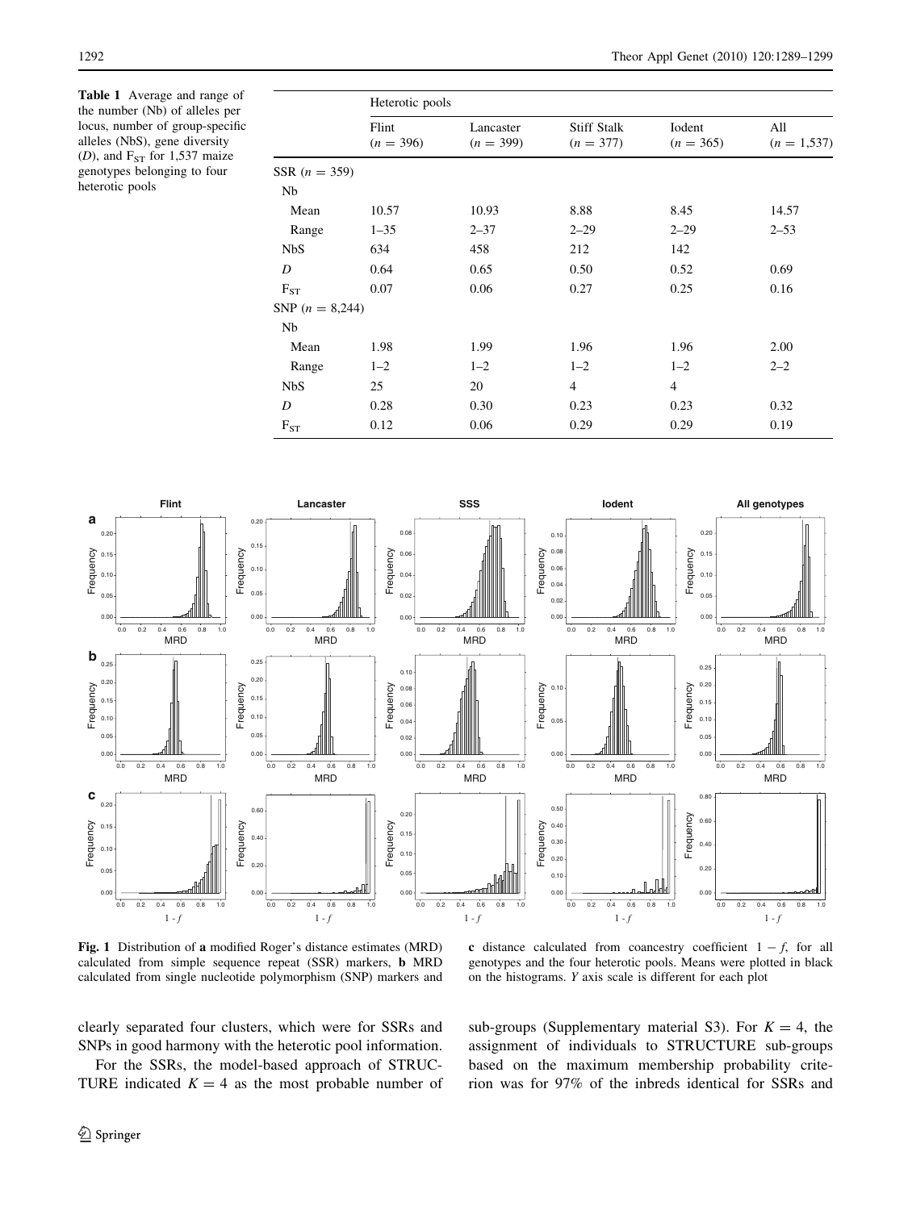**Table 1** Average and range of the number (Nb) of alleles per locus, number of group-specific alleles (NbS), gene diversity (*D*), and $F_{ST}$ for 1,537 maize genotypes belonging to four heterotic pools

| | Heterotic pools | | | | |
|---|---|---|---|---|---|
| | Flint ($n = 396$) | Lancaster ($n = 399$) | Stiff Stalk ($n = 377$) | Iodent ($n = 365$) | All ($n = 1{,}537$) |
| SSR ($n = 359$) | | | | | |
| Nb | | | | | |
| Mean | 10.57 | 10.93 | 8.88 | 8.45 | 14.57 |
| Range | 1–35 | 2–37 | 2–29 | 2–29 | 2–53 |
| NbS | 634 | 458 | 212 | 142 | |
| *D* | 0.64 | 0.65 | 0.50 | 0.52 | 0.69 |
| $F_{ST}$ | 0.07 | 0.06 | 0.27 | 0.25 | 0.16 |
| SNP ($n = 8{,}244$) | | | | | |
| Nb | | | | | |
| Mean | 1.98 | 1.99 | 1.96 | 1.96 | 2.00 |
| Range | 1–2 | 1–2 | 1–2 | 1–2 | 2–2 |
| NbS | 25 | 20 | 4 | 4 | |
| *D* | 0.28 | 0.30 | 0.23 | 0.23 | 0.32 |
| $F_{ST}$ | 0.12 | 0.06 | 0.29 | 0.29 | 0.19 |

**Fig. 1** Distribution of **a** modified Roger's distance estimates (MRD) calculated from simple sequence repeat (SSR) markers, **b** MRD calculated from single nucleotide polymorphism (SNP) markers and **c** distance calculated from coancestry coefficient $1 - f$, for all genotypes and the four heterotic pools. Means were plotted in black on the histograms. *Y* axis scale is different for each plot

clearly separated four clusters, which were for SSRs and SNPs in good harmony with the heterotic pool information.

For the SSRs, the model-based approach of STRUCTURE indicated $K = 4$ as the most probable number of sub-groups (Supplementary material S3). For $K = 4$, the assignment of individuals to STRUCTURE sub-groups based on the maximum membership probability criterion was for 97% of the inbreds identical for SSRs and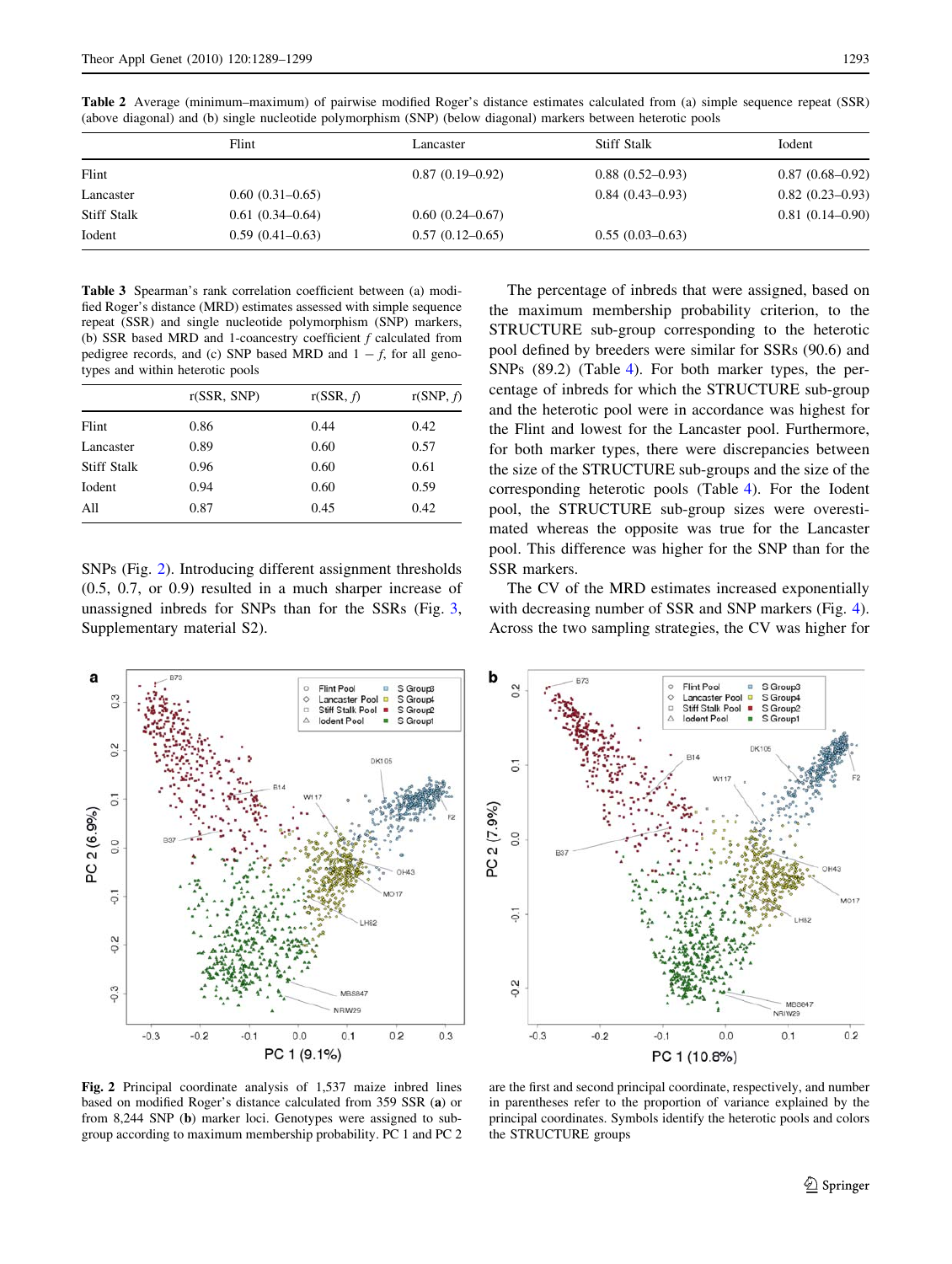**Table 2** Average (minimum–maximum) of pairwise modified Roger's distance estimates calculated from (a) simple sequence repeat (SSR) (above diagonal) and (b) single nucleotide polymorphism (SNP) (below diagonal) markers between heterotic pools

| | Flint | Lancaster | Stiff Stalk | Iodent |
|---|---|---|---|---|
| Flint | | 0.87 (0.19–0.92) | 0.88 (0.52–0.93) | 0.87 (0.68–0.92) |
| Lancaster | 0.60 (0.31–0.65) | | 0.84 (0.43–0.93) | 0.82 (0.23–0.93) |
| Stiff Stalk | 0.61 (0.34–0.64) | 0.60 (0.24–0.67) | | 0.81 (0.14–0.90) |
| Iodent | 0.59 (0.41–0.63) | 0.57 (0.12–0.65) | 0.55 (0.03–0.63) | |

**Table 3** Spearman's rank correlation coefficient between (a) modified Roger's distance (MRD) estimates assessed with simple sequence repeat (SSR) and single nucleotide polymorphism (SNP) markers, (b) SSR based MRD and 1-coancestry coefficient $f$ calculated from pedigree records, and (c) SNP based MRD and $1 - f$, for all genotypes and within heterotic pools

| | r(SSR, SNP) | r(SSR, $f$) | r(SNP, $f$) |
|---|---|---|---|
| Flint | 0.86 | 0.44 | 0.42 |
| Lancaster | 0.89 | 0.60 | 0.57 |
| Stiff Stalk | 0.96 | 0.60 | 0.61 |
| Iodent | 0.94 | 0.60 | 0.59 |
| All | 0.87 | 0.45 | 0.42 |

SNPs (Fig. 2). Introducing different assignment thresholds (0.5, 0.7, or 0.9) resulted in a much sharper increase of unassigned inbreds for SNPs than for the SSRs (Fig. 3, Supplementary material S2).

The percentage of inbreds that were assigned, based on the maximum membership probability criterion, to the STRUCTURE sub-group corresponding to the heterotic pool defined by breeders were similar for SSRs (90.6) and SNPs (89.2) (Table 4). For both marker types, the percentage of inbreds for which the STRUCTURE sub-group and the heterotic pool were in accordance was highest for the Flint and lowest for the Lancaster pool. Furthermore, for both marker types, there were discrepancies between the size of the STRUCTURE sub-groups and the size of the corresponding heterotic pools (Table 4). For the Iodent pool, the STRUCTURE sub-group sizes were overestimated whereas the opposite was true for the Lancaster pool. This difference was higher for the SNP than for the SSR markers.

The CV of the MRD estimates increased exponentially with decreasing number of SSR and SNP markers (Fig. 4). Across the two sampling strategies, the CV was higher for

**Fig. 2** Principal coordinate analysis of 1,537 maize inbred lines based on modified Roger's distance calculated from 359 SSR (**a**) or from 8,244 SNP (**b**) marker loci. Genotypes were assigned to sub-group according to maximum membership probability. PC 1 and PC 2 are the first and second principal coordinate, respectively, and number in parentheses refer to the proportion of variance explained by the principal coordinates. Symbols identify the heterotic pools and colors the STRUCTURE groups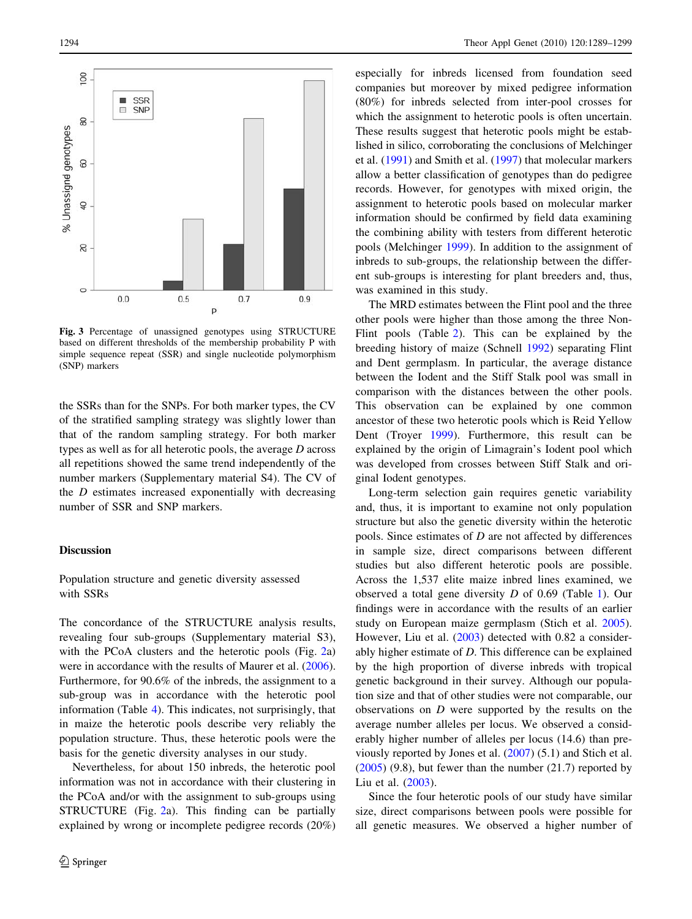Fig. 3 Percentage of unassigned genotypes using STRUCTURE based on different thresholds of the membership probability P with simple sequence repeat (SSR) and single nucleotide polymorphism (SNP) markers

the SSRs than for the SNPs. For both marker types, the CV of the stratified sampling strategy was slightly lower than that of the random sampling strategy. For both marker types as well as for all heterotic pools, the average *D* across all repetitions showed the same trend independently of the number markers (Supplementary material S4). The CV of the *D* estimates increased exponentially with decreasing number of SSR and SNP markers.

## Discussion

### Population structure and genetic diversity assessed with SSRs

The concordance of the STRUCTURE analysis results, revealing four sub-groups (Supplementary material S3), with the PCoA clusters and the heterotic pools (Fig. 2a) were in accordance with the results of Maurer et al. (2006). Furthermore, for 90.6% of the inbreds, the assignment to a sub-group was in accordance with the heterotic pool information (Table 4). This indicates, not surprisingly, that in maize the heterotic pools describe very reliably the population structure. Thus, these heterotic pools were the basis for the genetic diversity analyses in our study.

Nevertheless, for about 150 inbreds, the heterotic pool information was not in accordance with their clustering in the PCoA and/or with the assignment to sub-groups using STRUCTURE (Fig. 2a). This finding can be partially explained by wrong or incomplete pedigree records (20%) especially for inbreds licensed from foundation seed companies but moreover by mixed pedigree information (80%) for inbreds selected from inter-pool crosses for which the assignment to heterotic pools is often uncertain. These results suggest that heterotic pools might be established in silico, corroborating the conclusions of Melchinger et al. (1991) and Smith et al. (1997) that molecular markers allow a better classification of genotypes than do pedigree records. However, for genotypes with mixed origin, the assignment to heterotic pools based on molecular marker information should be confirmed by field data examining the combining ability with testers from different heterotic pools (Melchinger 1999). In addition to the assignment of inbreds to sub-groups, the relationship between the different sub-groups is interesting for plant breeders and, thus, was examined in this study.

The MRD estimates between the Flint pool and the three other pools were higher than those among the three Non-Flint pools (Table 2). This can be explained by the breeding history of maize (Schnell 1992) separating Flint and Dent germplasm. In particular, the average distance between the Iodent and the Stiff Stalk pool was small in comparison with the distances between the other pools. This observation can be explained by one common ancestor of these two heterotic pools which is Reid Yellow Dent (Troyer 1999). Furthermore, this result can be explained by the origin of Limagrain's Iodent pool which was developed from crosses between Stiff Stalk and original Iodent genotypes.

Long-term selection gain requires genetic variability and, thus, it is important to examine not only population structure but also the genetic diversity within the heterotic pools. Since estimates of *D* are not affected by differences in sample size, direct comparisons between different studies but also different heterotic pools are possible. Across the 1,537 elite maize inbred lines examined, we observed a total gene diversity *D* of 0.69 (Table 1). Our findings were in accordance with the results of an earlier study on European maize germplasm (Stich et al. 2005). However, Liu et al. (2003) detected with 0.82 a considerably higher estimate of *D*. This difference can be explained by the high proportion of diverse inbreds with tropical genetic background in their survey. Although our population size and that of other studies were not comparable, our observations on *D* were supported by the results on the average number alleles per locus. We observed a considerably higher number of alleles per locus (14.6) than previously reported by Jones et al. (2007) (5.1) and Stich et al. (2005) (9.8), but fewer than the number (21.7) reported by Liu et al. (2003).

Since the four heterotic pools of our study have similar size, direct comparisons between pools were possible for all genetic measures. We observed a higher number of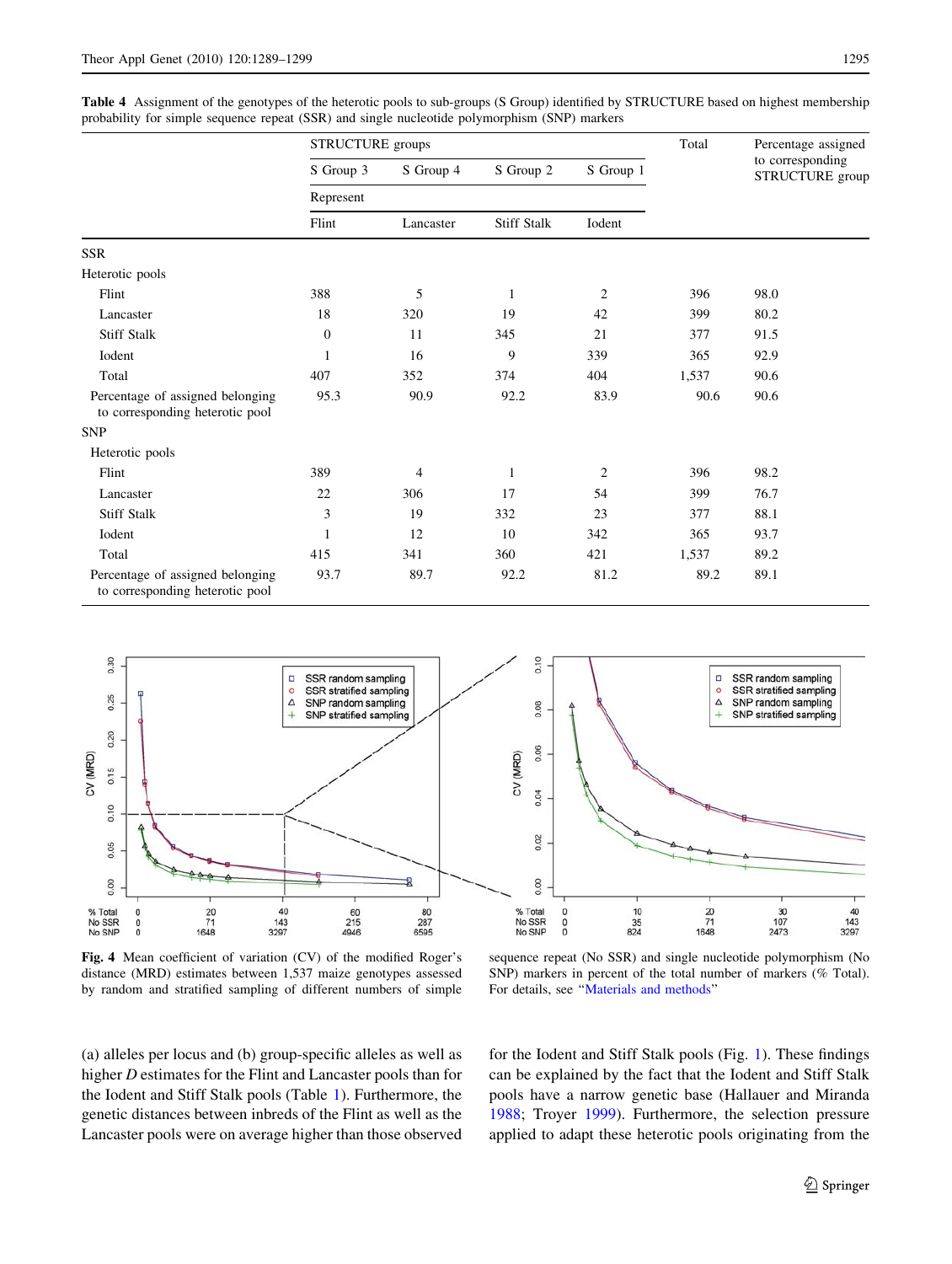**Table 4** Assignment of the genotypes of the heterotic pools to sub-groups (S Group) identified by STRUCTURE based on highest membership probability for simple sequence repeat (SSR) and single nucleotide polymorphism (SNP) markers

| | STRUCTURE groups | | | | Total | Percentage assigned to corresponding STRUCTURE group |
|---|---|---|---|---|---|---|
| | S Group 3 | S Group 4 | S Group 2 | S Group 1 | | |
| | Represent | | | | | |
| | Flint | Lancaster | Stiff Stalk | Iodent | | |
| **SSR** | | | | | | |
| Heterotic pools | | | | | | |
| Flint | 388 | 5 | 1 | 2 | 396 | 98.0 |
| Lancaster | 18 | 320 | 19 | 42 | 399 | 80.2 |
| Stiff Stalk | 0 | 11 | 345 | 21 | 377 | 91.5 |
| Iodent | 1 | 16 | 9 | 339 | 365 | 92.9 |
| Total | 407 | 352 | 374 | 404 | 1,537 | 90.6 |
| Percentage of assigned belonging to corresponding heterotic pool | 95.3 | 90.9 | 92.2 | 83.9 | 90.6 | 90.6 |
| **SNP** | | | | | | |
| Heterotic pools | | | | | | |
| Flint | 389 | 4 | 1 | 2 | 396 | 98.2 |
| Lancaster | 22 | 306 | 17 | 54 | 399 | 76.7 |
| Stiff Stalk | 3 | 19 | 332 | 23 | 377 | 88.1 |
| Iodent | 1 | 12 | 10 | 342 | 365 | 93.7 |
| Total | 415 | 341 | 360 | 421 | 1,537 | 89.2 |
| Percentage of assigned belonging to corresponding heterotic pool | 93.7 | 89.7 | 92.2 | 81.2 | 89.2 | 89.1 |

**Fig. 4** Mean coefficient of variation (CV) of the modified Roger's distance (MRD) estimates between 1,537 maize genotypes assessed by random and stratified sampling of different numbers of simple sequence repeat (No SSR) and single nucleotide polymorphism (No SNP) markers in percent of the total number of markers (% Total). For details, see "Materials and methods"

(a) alleles per locus and (b) group-specific alleles as well as higher *D* estimates for the Flint and Lancaster pools than for the Iodent and Stiff Stalk pools (Table 1). Furthermore, the genetic distances between inbreds of the Flint as well as the Lancaster pools were on average higher than those observed for the Iodent and Stiff Stalk pools (Fig. 1). These findings can be explained by the fact that the Iodent and Stiff Stalk pools have a narrow genetic base (Hallauer and Miranda 1988; Troyer 1999). Furthermore, the selection pressure applied to adapt these heterotic pools originating from the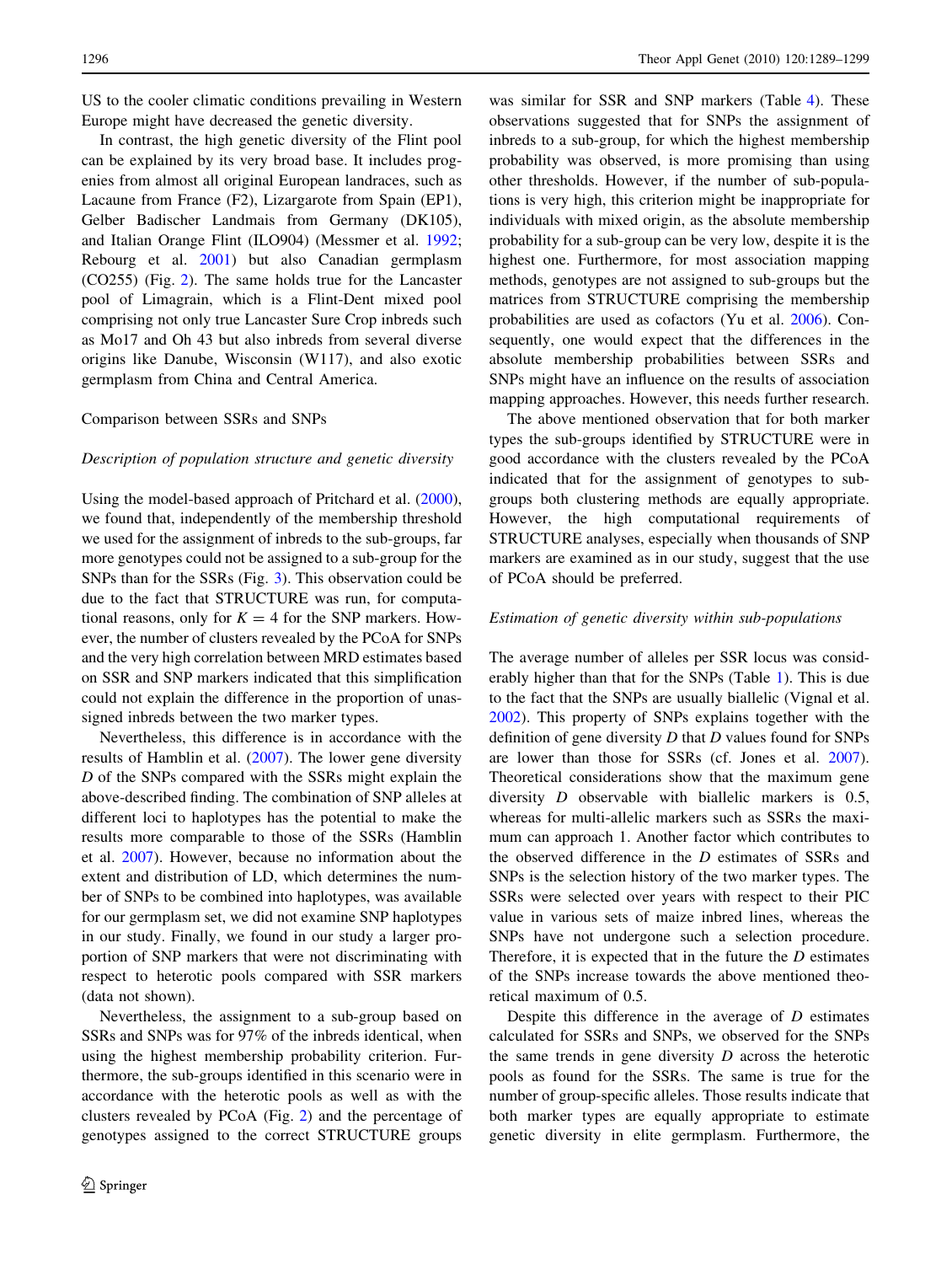US to the cooler climatic conditions prevailing in Western Europe might have decreased the genetic diversity.

In contrast, the high genetic diversity of the Flint pool can be explained by its very broad base. It includes progenies from almost all original European landraces, such as Lacaune from France (F2), Lizargarote from Spain (EP1), Gelber Badischer Landmais from Germany (DK105), and Italian Orange Flint (ILO904) (Messmer et al. 1992; Rebourg et al. 2001) but also Canadian germplasm (CO255) (Fig. 2). The same holds true for the Lancaster pool of Limagrain, which is a Flint-Dent mixed pool comprising not only true Lancaster Sure Crop inbreds such as Mo17 and Oh 43 but also inbreds from several diverse origins like Danube, Wisconsin (W117), and also exotic germplasm from China and Central America.

## Comparison between SSRs and SNPs

### *Description of population structure and genetic diversity*

Using the model-based approach of Pritchard et al. (2000), we found that, independently of the membership threshold we used for the assignment of inbreds to the sub-groups, far more genotypes could not be assigned to a sub-group for the SNPs than for the SSRs (Fig. 3). This observation could be due to the fact that STRUCTURE was run, for computational reasons, only for $K = 4$ for the SNP markers. However, the number of clusters revealed by the PCoA for SNPs and the very high correlation between MRD estimates based on SSR and SNP markers indicated that this simplification could not explain the difference in the proportion of unassigned inbreds between the two marker types.

Nevertheless, this difference is in accordance with the results of Hamblin et al. (2007). The lower gene diversity $D$ of the SNPs compared with the SSRs might explain the above-described finding. The combination of SNP alleles at different loci to haplotypes has the potential to make the results more comparable to those of the SSRs (Hamblin et al. 2007). However, because no information about the extent and distribution of LD, which determines the number of SNPs to be combined into haplotypes, was available for our germplasm set, we did not examine SNP haplotypes in our study. Finally, we found in our study a larger proportion of SNP markers that were not discriminating with respect to heterotic pools compared with SSR markers (data not shown).

Nevertheless, the assignment to a sub-group based on SSRs and SNPs was for 97% of the inbreds identical, when using the highest membership probability criterion. Furthermore, the sub-groups identified in this scenario were in accordance with the heterotic pools as well as with the clusters revealed by PCoA (Fig. 2) and the percentage of genotypes assigned to the correct STRUCTURE groups was similar for SSR and SNP markers (Table 4). These observations suggested that for SNPs the assignment of inbreds to a sub-group, for which the highest membership probability was observed, is more promising than using other thresholds. However, if the number of sub-populations is very high, this criterion might be inappropriate for individuals with mixed origin, as the absolute membership probability for a sub-group can be very low, despite it is the highest one. Furthermore, for most association mapping methods, genotypes are not assigned to sub-groups but the matrices from STRUCTURE comprising the membership probabilities are used as cofactors (Yu et al. 2006). Consequently, one would expect that the differences in the absolute membership probabilities between SSRs and SNPs might have an influence on the results of association mapping approaches. However, this needs further research.

The above mentioned observation that for both marker types the sub-groups identified by STRUCTURE were in good accordance with the clusters revealed by the PCoA indicated that for the assignment of genotypes to sub-groups both clustering methods are equally appropriate. However, the high computational requirements of STRUCTURE analyses, especially when thousands of SNP markers are examined as in our study, suggest that the use of PCoA should be preferred.

### *Estimation of genetic diversity within sub-populations*

The average number of alleles per SSR locus was considerably higher than that for the SNPs (Table 1). This is due to the fact that the SNPs are usually biallelic (Vignal et al. 2002). This property of SNPs explains together with the definition of gene diversity $D$ that $D$ values found for SNPs are lower than those for SSRs (cf. Jones et al. 2007). Theoretical considerations show that the maximum gene diversity $D$ observable with biallelic markers is 0.5, whereas for multi-allelic markers such as SSRs the maximum can approach 1. Another factor which contributes to the observed difference in the $D$ estimates of SSRs and SNPs is the selection history of the two marker types. The SSRs were selected over years with respect to their PIC value in various sets of maize inbred lines, whereas the SNPs have not undergone such a selection procedure. Therefore, it is expected that in the future the $D$ estimates of the SNPs increase towards the above mentioned theoretical maximum of 0.5.

Despite this difference in the average of $D$ estimates calculated for SSRs and SNPs, we observed for the SNPs the same trends in gene diversity $D$ across the heterotic pools as found for the SSRs. The same is true for the number of group-specific alleles. Those results indicate that both marker types are equally appropriate to estimate genetic diversity in elite germplasm. Furthermore, the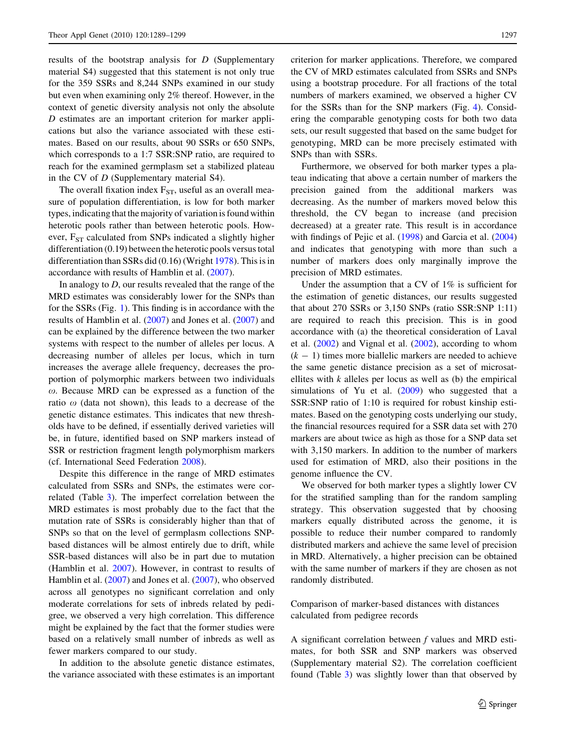results of the bootstrap analysis for $D$ (Supplementary material S4) suggested that this statement is not only true for the 359 SSRs and 8,244 SNPs examined in our study but even when examining only 2% thereof. However, in the context of genetic diversity analysis not only the absolute $D$ estimates are an important criterion for marker applications but also the variance associated with these estimates. Based on our results, about 90 SSRs or 650 SNPs, which corresponds to a 1:7 SSR:SNP ratio, are required to reach for the examined germplasm set a stabilized plateau in the CV of $D$ (Supplementary material S4).

The overall fixation index $F_{ST}$, useful as an overall measure of population differentiation, is low for both marker types, indicating that the majority of variation is found within heterotic pools rather than between heterotic pools. However, $F_{ST}$ calculated from SNPs indicated a slightly higher differentiation (0.19) between the heterotic pools versus total differentiation than SSRs did (0.16) (Wright 1978). This is in accordance with results of Hamblin et al. (2007).

In analogy to $D$, our results revealed that the range of the MRD estimates was considerably lower for the SNPs than for the SSRs (Fig. 1). This finding is in accordance with the results of Hamblin et al. (2007) and Jones et al. (2007) and can be explained by the difference between the two marker systems with respect to the number of alleles per locus. A decreasing number of alleles per locus, which in turn increases the average allele frequency, decreases the proportion of polymorphic markers between two individuals $\omega$. Because MRD can be expressed as a function of the ratio $\omega$ (data not shown), this leads to a decrease of the genetic distance estimates. This indicates that new thresholds have to be defined, if essentially derived varieties will be, in future, identified based on SNP markers instead of SSR or restriction fragment length polymorphism markers (cf. International Seed Federation 2008).

Despite this difference in the range of MRD estimates calculated from SSRs and SNPs, the estimates were correlated (Table 3). The imperfect correlation between the MRD estimates is most probably due to the fact that the mutation rate of SSRs is considerably higher than that of SNPs so that on the level of germplasm collections SNP-based distances will be almost entirely due to drift, while SSR-based distances will also be in part due to mutation (Hamblin et al. 2007). However, in contrast to results of Hamblin et al. (2007) and Jones et al. (2007), who observed across all genotypes no significant correlation and only moderate correlations for sets of inbreds related by pedigree, we observed a very high correlation. This difference might be explained by the fact that the former studies were based on a relatively small number of inbreds as well as fewer markers compared to our study.

In addition to the absolute genetic distance estimates, the variance associated with these estimates is an important criterion for marker applications. Therefore, we compared the CV of MRD estimates calculated from SSRs and SNPs using a bootstrap procedure. For all fractions of the total numbers of markers examined, we observed a higher CV for the SSRs than for the SNP markers (Fig. 4). Considering the comparable genotyping costs for both two data sets, our result suggested that based on the same budget for genotyping, MRD can be more precisely estimated with SNPs than with SSRs.

Furthermore, we observed for both marker types a plateau indicating that above a certain number of markers the precision gained from the additional markers was decreasing. As the number of markers moved below this threshold, the CV began to increase (and precision decreased) at a greater rate. This result is in accordance with findings of Pejic et al. (1998) and Garcia et al. (2004) and indicates that genotyping with more than such a number of markers does only marginally improve the precision of MRD estimates.

Under the assumption that a CV of 1% is sufficient for the estimation of genetic distances, our results suggested that about 270 SSRs or 3,150 SNPs (ratio SSR:SNP 1:11) are required to reach this precision. This is in good accordance with (a) the theoretical consideration of Laval et al. (2002) and Vignal et al. (2002), according to whom $(k - 1)$ times more biallelic markers are needed to achieve the same genetic distance precision as a set of microsatellites with $k$ alleles per locus as well as (b) the empirical simulations of Yu et al. (2009) who suggested that a SSR:SNP ratio of 1:10 is required for robust kinship estimates. Based on the genotyping costs underlying our study, the financial resources required for a SSR data set with 270 markers are about twice as high as those for a SNP data set with 3,150 markers. In addition to the number of markers used for estimation of MRD, also their positions in the genome influence the CV.

We observed for both marker types a slightly lower CV for the stratified sampling than for the random sampling strategy. This observation suggested that by choosing markers equally distributed across the genome, it is possible to reduce their number compared to randomly distributed markers and achieve the same level of precision in MRD. Alternatively, a higher precision can be obtained with the same number of markers if they are chosen as not randomly distributed.

## Comparison of marker-based distances with distances calculated from pedigree records

A significant correlation between $f$ values and MRD estimates, for both SSR and SNP markers was observed (Supplementary material S2). The correlation coefficient found (Table 3) was slightly lower than that observed by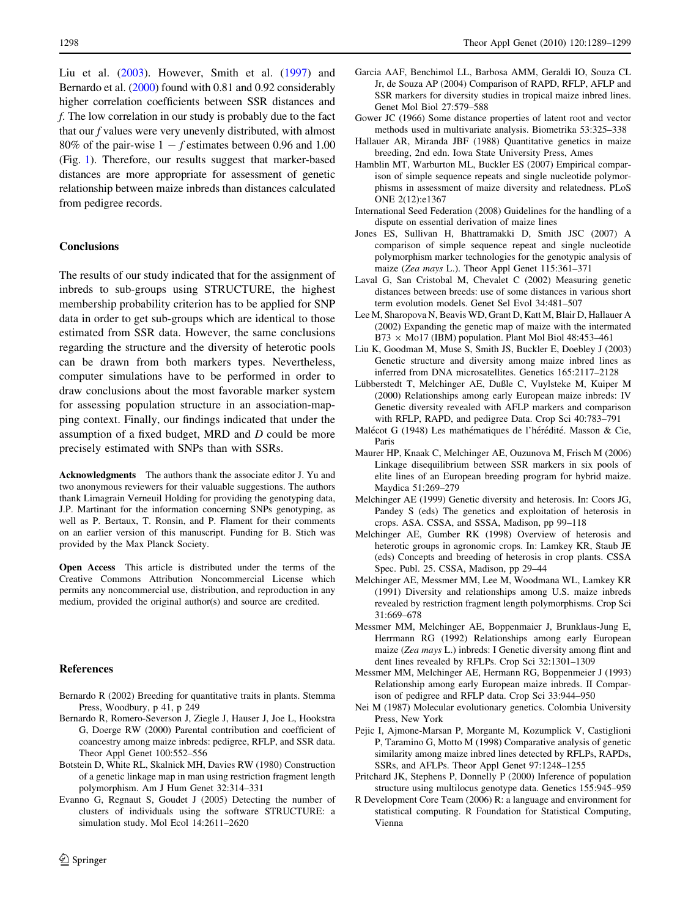Liu et al. (2003). However, Smith et al. (1997) and Bernardo et al. (2000) found with 0.81 and 0.92 considerably higher correlation coefficients between SSR distances and *f*. The low correlation in our study is probably due to the fact that our *f* values were very unevenly distributed, with almost 80% of the pair-wise $1 - f$ estimates between 0.96 and 1.00 (Fig. 1). Therefore, our results suggest that marker-based distances are more appropriate for assessment of genetic relationship between maize inbreds than distances calculated from pedigree records.

## Conclusions

The results of our study indicated that for the assignment of inbreds to sub-groups using STRUCTURE, the highest membership probability criterion has to be applied for SNP data in order to get sub-groups which are identical to those estimated from SSR data. However, the same conclusions regarding the structure and the diversity of heterotic pools can be drawn from both markers types. Nevertheless, computer simulations have to be performed in order to draw conclusions about the most favorable marker system for assessing population structure in an association-mapping context. Finally, our findings indicated that under the assumption of a fixed budget, MRD and *D* could be more precisely estimated with SNPs than with SSRs.

**Acknowledgments** The authors thank the associate editor J. Yu and two anonymous reviewers for their valuable suggestions. The authors thank Limagrain Verneuil Holding for providing the genotyping data, J.P. Martinant for the information concerning SNPs genotyping, as well as P. Bertaux, T. Ronsin, and P. Flament for their comments on an earlier version of this manuscript. Funding for B. Stich was provided by the Max Planck Society.

**Open Access** This article is distributed under the terms of the Creative Commons Attribution Noncommercial License which permits any noncommercial use, distribution, and reproduction in any medium, provided the original author(s) and source are credited.

## References

Bernardo R (2002) Breeding for quantitative traits in plants. Stemma Press, Woodbury, p 41, p 249

Bernardo R, Romero-Severson J, Ziegle J, Hauser J, Joe L, Hookstra G, Doerge RW (2000) Parental contribution and coefficient of coancestry among maize inbreds: pedigree, RFLP, and SSR data. Theor Appl Genet 100:552–556

Botstein D, White RL, Skalnick MH, Davies RW (1980) Construction of a genetic linkage map in man using restriction fragment length polymorphism. Am J Hum Genet 32:314–331

Evanno G, Regnaut S, Goudet J (2005) Detecting the number of clusters of individuals using the software STRUCTURE: a simulation study. Mol Ecol 14:2611–2620

Garcia AAF, Benchimol LL, Barbosa AMM, Geraldi IO, Souza CL Jr, de Souza AP (2004) Comparison of RAPD, RFLP, AFLP and SSR markers for diversity studies in tropical maize inbred lines. Genet Mol Biol 27:579–588

Gower JC (1966) Some distance properties of latent root and vector methods used in multivariate analysis. Biometrika 53:325–338

Hallauer AR, Miranda JBF (1988) Quantitative genetics in maize breeding, 2nd edn. Iowa State University Press, Ames

Hamblin MT, Warburton ML, Buckler ES (2007) Empirical comparison of simple sequence repeats and single nucleotide polymorphisms in assessment of maize diversity and relatedness. PLoS ONE 2(12):e1367

International Seed Federation (2008) Guidelines for the handling of a dispute on essential derivation of maize lines

Jones ES, Sullivan H, Bhattramakki D, Smith JSC (2007) A comparison of simple sequence repeat and single nucleotide polymorphism marker technologies for the genotypic analysis of maize (*Zea mays* L.). Theor Appl Genet 115:361–371

Laval G, San Cristobal M, Chevalet C (2002) Measuring genetic distances between breeds: use of some distances in various short term evolution models. Genet Sel Evol 34:481–507

Lee M, Sharopova N, Beavis WD, Grant D, Katt M, Blair D, Hallauer A (2002) Expanding the genetic map of maize with the intermated B73 × Mo17 (IBM) population. Plant Mol Biol 48:453–461

Liu K, Goodman M, Muse S, Smith JS, Buckler E, Doebley J (2003) Genetic structure and diversity among maize inbred lines as inferred from DNA microsatellites. Genetics 165:2117–2128

Lübberstedt T, Melchinger AE, Dußle C, Vuylsteke M, Kuiper M (2000) Relationships among early European maize inbreds: IV Genetic diversity revealed with AFLP markers and comparison with RFLP, RAPD, and pedigree Data. Crop Sci 40:783–791

Malécot G (1948) Les mathématiques de l'hérédité. Masson & Cie, Paris

Maurer HP, Knaak C, Melchinger AE, Ouzunova M, Frisch M (2006) Linkage disequilibrium between SSR markers in six pools of elite lines of an European breeding program for hybrid maize. Maydica 51:269–279

Melchinger AE (1999) Genetic diversity and heterosis. In: Coors JG, Pandey S (eds) The genetics and exploitation of heterosis in crops. ASA. CSSA, and SSSA, Madison, pp 99–118

Melchinger AE, Gumber RK (1998) Overview of heterosis and heterotic groups in agronomic crops. In: Lamkey KR, Staub JE (eds) Concepts and breeding of heterosis in crop plants. CSSA Spec. Publ. 25. CSSA, Madison, pp 29–44

Melchinger AE, Messmer MM, Lee M, Woodmana WL, Lamkey KR (1991) Diversity and relationships among U.S. maize inbreds revealed by restriction fragment length polymorphisms. Crop Sci 31:669–678

Messmer MM, Melchinger AE, Boppenmaier J, Brunklaus-Jung E, Herrmann RG (1992) Relationships among early European maize (*Zea mays* L.) inbreds: I Genetic diversity among flint and dent lines revealed by RFLPs. Crop Sci 32:1301–1309

Messmer MM, Melchinger AE, Hermann RG, Boppenmeier J (1993) Relationship among early European maize inbreds. II Comparison of pedigree and RFLP data. Crop Sci 33:944–950

Nei M (1987) Molecular evolutionary genetics. Colombia University Press, New York

Pejic I, Ajmone-Marsan P, Morgante M, Kozumplick V, Castiglioni P, Taramino G, Motto M (1998) Comparative analysis of genetic similarity among maize inbred lines detected by RFLPs, RAPDs, SSRs, and AFLPs. Theor Appl Genet 97:1248–1255

Pritchard JK, Stephens P, Donnelly P (2000) Inference of population structure using multilocus genotype data. Genetics 155:945–959

R Development Core Team (2006) R: a language and environment for statistical computing. R Foundation for Statistical Computing, Vienna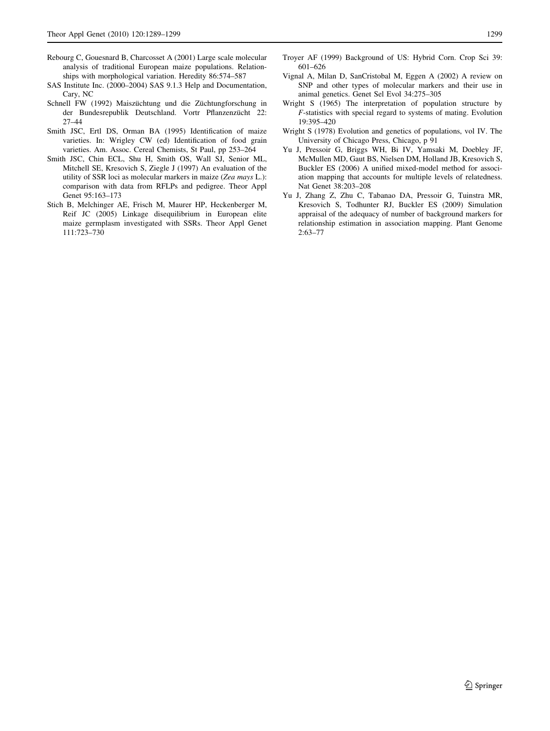Rebourg C, Gouesnard B, Charcosset A (2001) Large scale molecular analysis of traditional European maize populations. Relationships with morphological variation. Heredity 86:574–587

SAS Institute Inc. (2000–2004) SAS 9.1.3 Help and Documentation, Cary, NC

Schnell FW (1992) Maiszüchtung und die Züchtungforschung in der Bundesrepublik Deutschland. Vortr Pflanzenzücht 22: 27–44

Smith JSC, Ertl DS, Orman BA (1995) Identification of maize varieties. In: Wrigley CW (ed) Identification of food grain varieties. Am. Assoc. Cereal Chemists, St Paul, pp 253–264

Smith JSC, Chin ECL, Shu H, Smith OS, Wall SJ, Senior ML, Mitchell SE, Kresovich S, Ziegle J (1997) An evaluation of the utility of SSR loci as molecular markers in maize (*Zea mays* L.): comparison with data from RFLPs and pedigree. Theor Appl Genet 95:163–173

Stich B, Melchinger AE, Frisch M, Maurer HP, Heckenberger M, Reif JC (2005) Linkage disequilibrium in European elite maize germplasm investigated with SSRs. Theor Appl Genet 111:723–730

Troyer AF (1999) Background of US: Hybrid Corn. Crop Sci 39: 601–626

Vignal A, Milan D, SanCristobal M, Eggen A (2002) A review on SNP and other types of molecular markers and their use in animal genetics. Genet Sel Evol 34:275–305

Wright S (1965) The interpretation of population structure by *F*-statistics with special regard to systems of mating. Evolution 19:395–420

Wright S (1978) Evolution and genetics of populations, vol IV. The University of Chicago Press, Chicago, p 91

Yu J, Pressoir G, Briggs WH, Bi IV, Yamsaki M, Doebley JF, McMullen MD, Gaut BS, Nielsen DM, Holland JB, Kresovich S, Buckler ES (2006) A unified mixed-model method for association mapping that accounts for multiple levels of relatedness. Nat Genet 38:203–208

Yu J, Zhang Z, Zhu C, Tabanao DA, Pressoir G, Tuinstra MR, Kresovich S, Todhunter RJ, Buckler ES (2009) Simulation appraisal of the adequacy of number of background markers for relationship estimation in association mapping. Plant Genome 2:63–77